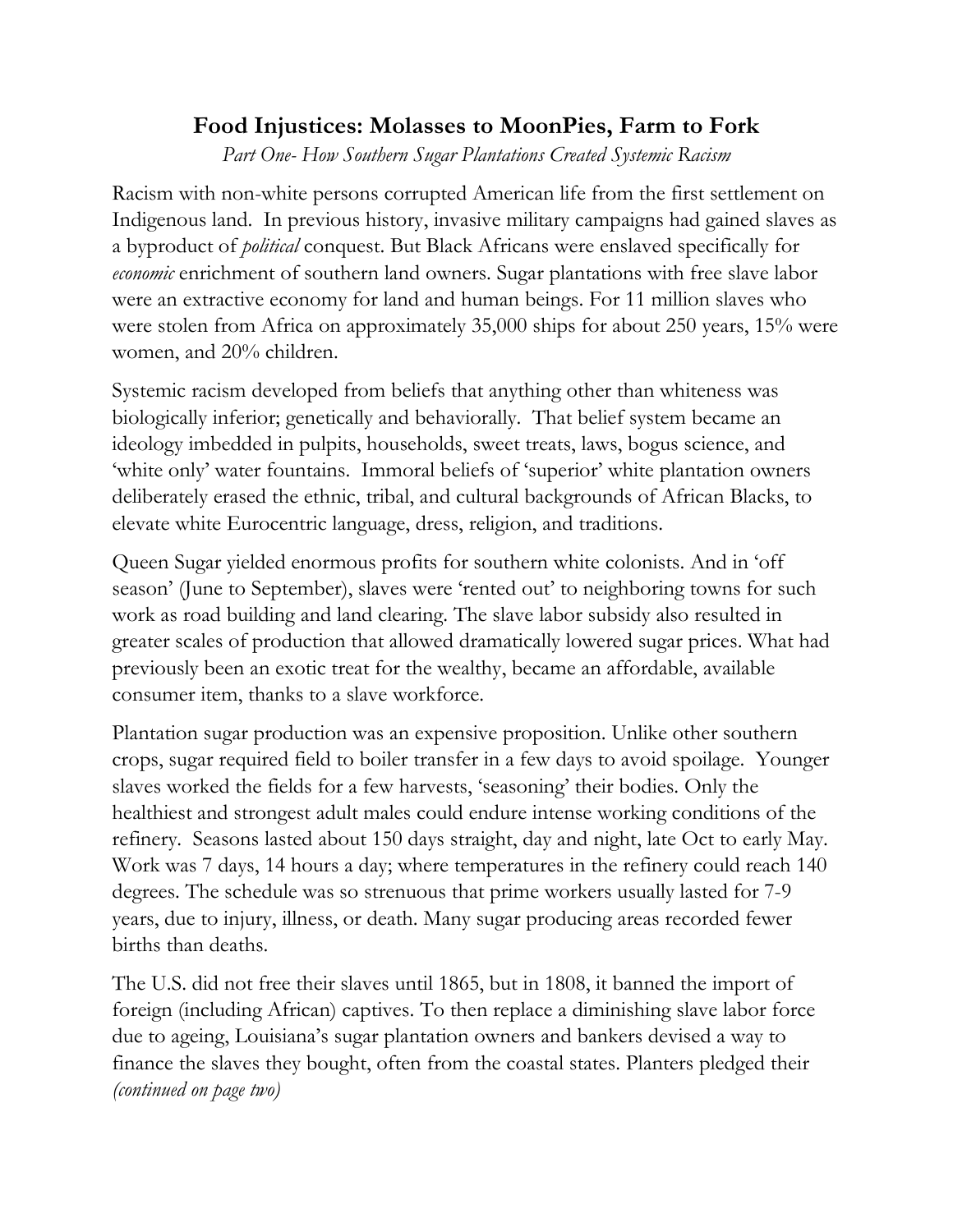# Food Injustices: Molasses to MoonPies, Farm to Fork

*Part One- How Southern Sugar Plantations Created Systemic Racism*

Racism with non-white persons corrupted American life from the first settlement on Indigenous land. In previous history, invasive military campaigns had gained slaves as a byproduct of *political* conquest. But Black Africans were enslaved specifically for *economic* enrichment of southern land owners. Sugar plantations with free slave labor were an extractive economy for land and human beings. For 11 million slaves who were stolen from Africa on approximately 35,000 ships for about 250 years, 15% were women, and 20% children.

Systemic racism developed from beliefs that anything other than whiteness was biologically inferior; genetically and behaviorally. That belief system became an ideology imbedded in pulpits, households, sweet treats, laws, bogus science, and 'white only' water fountains. Immoral beliefs of 'superior' white plantation owners deliberately erased the ethnic, tribal, and cultural backgrounds of African Blacks, to elevate white Eurocentric language, dress, religion, and traditions.

Queen Sugar yielded enormous profits for southern white colonists. And in 'off season' (June to September), slaves were 'rented out' to neighboring towns for such work as road building and land clearing. The slave labor subsidy also resulted in greater scales of production that allowed dramatically lowered sugar prices. What had previously been an exotic treat for the wealthy, became an affordable, available consumer item, thanks to a slave workforce.

Plantation sugar production was an expensive proposition. Unlike other southern crops, sugar required field to boiler transfer in a few days to avoid spoilage. Younger slaves worked the fields for a few harvests, 'seasoning' their bodies. Only the healthiest and strongest adult males could endure intense working conditions of the refinery. Seasons lasted about 150 days straight, day and night, late Oct to early May. Work was 7 days, 14 hours a day; where temperatures in the refinery could reach 140 degrees. The schedule was so strenuous that prime workers usually lasted for 7-9 years, due to injury, illness, or death. Many sugar producing areas recorded fewer births than deaths.

The U.S. did not free their slaves until 1865, but in 1808, it banned the import of foreign (including African) captives. To then replace a diminishing slave labor force due to ageing, Louisiana's sugar plantation owners and bankers devised a way to finance the slaves they bought, often from the coastal states. Planters pledged their *(continued on page two)*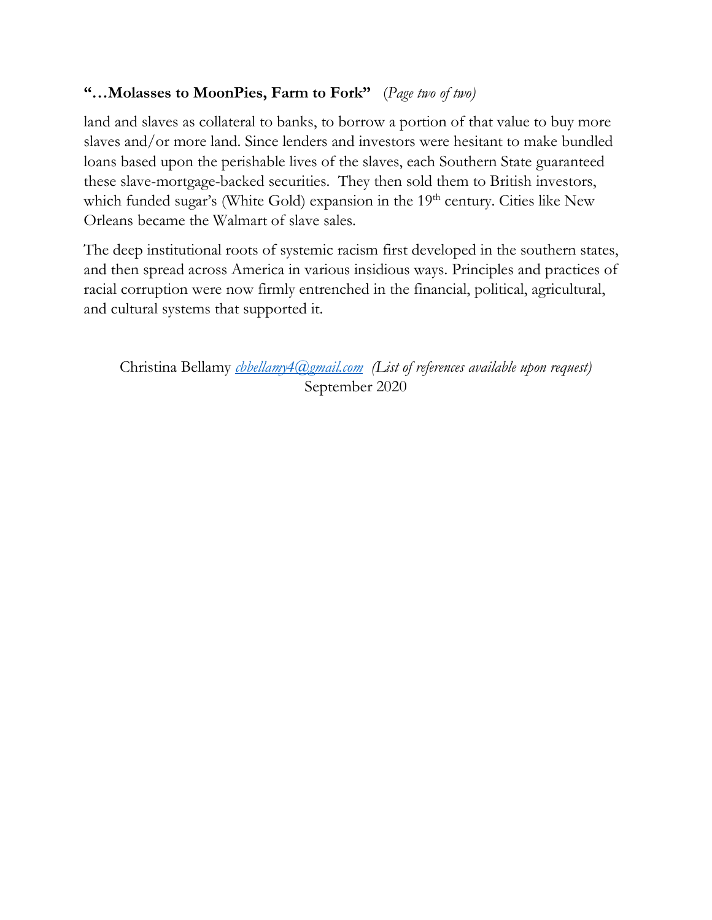**"…Molasses to MoonPies, Farm to Fork"** (*Page two of two*)

land and slaves as collateral to banks, to borrow a portion of that value to buy more slaves and/or more land. Since lenders and investors were hesitant to make bundled loans based upon the perishable lives of the slaves, each Southern State guaranteed these slave-mortgage-backed securities. They then sold them to British investors, which funded sugar's (White Gold) expansion in the 19th century. Cities like New Orleans became the Walmart of slave sales.

The deep institutional roots of systemic racism first developed in the southern states, and then spread across America in various insidious ways. Principles and practices of racial corruption were now firmly entrenched in the financial, political, agricultural, and cultural systems that supported it.

Christina Bellamy *cbbellamy4@gmail.com* *(List of references available upon request)*
September 2020